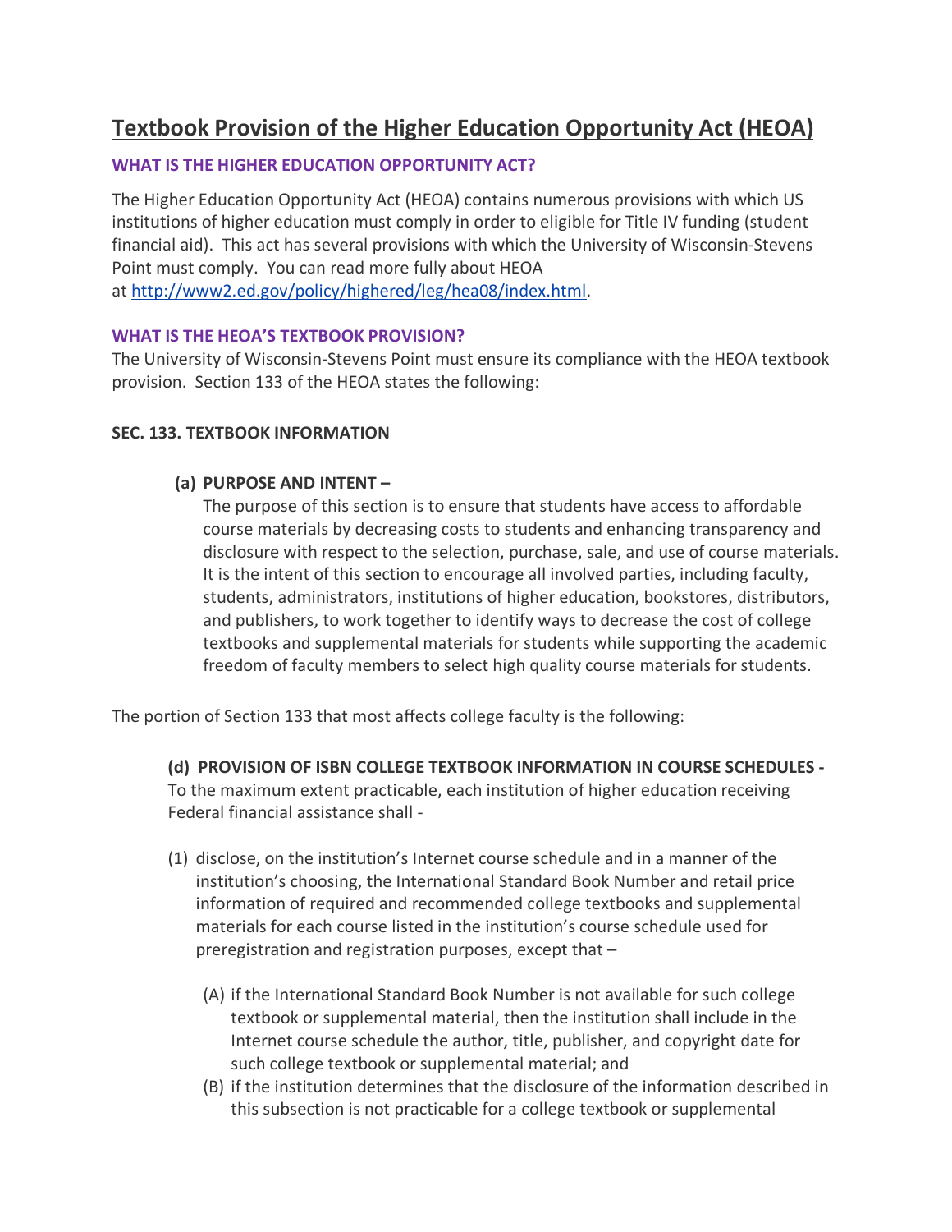# Textbook Provision of the Higher Education Opportunity Act (HEOA)

### WHAT IS THE HIGHER EDUCATION OPPORTUNITY ACT?

The Higher Education Opportunity Act (HEOA) contains numerous provisions with which US institutions of higher education must comply in order to eligible for Title IV funding (student financial aid). This act has several provisions with which the University of Wisconsin-Stevens Point must comply. You can read more fully about HEOA at [http://www2.ed.gov/policy/highered/leg/hea08/index.html](http://www2.ed.gov/policy/highered/leg/hea08/index.html).

### WHAT IS THE HEOA'S TEXTBOOK PROVISION?

The University of Wisconsin-Stevens Point must ensure its compliance with the HEOA textbook provision. Section 133 of the HEOA states the following:

**SEC. 133. TEXTBOOK INFORMATION**

**(a) PURPOSE AND INTENT –**
The purpose of this section is to ensure that students have access to affordable course materials by decreasing costs to students and enhancing transparency and disclosure with respect to the selection, purchase, sale, and use of course materials. It is the intent of this section to encourage all involved parties, including faculty, students, administrators, institutions of higher education, bookstores, distributors, and publishers, to work together to identify ways to decrease the cost of college textbooks and supplemental materials for students while supporting the academic freedom of faculty members to select high quality course materials for students.

The portion of Section 133 that most affects college faculty is the following:

**(d) PROVISION OF ISBN COLLEGE TEXTBOOK INFORMATION IN COURSE SCHEDULES -**
To the maximum extent practicable, each institution of higher education receiving Federal financial assistance shall -

(1) disclose, on the institution's Internet course schedule and in a manner of the institution's choosing, the International Standard Book Number and retail price information of required and recommended college textbooks and supplemental materials for each course listed in the institution's course schedule used for preregistration and registration purposes, except that –

(A) if the International Standard Book Number is not available for such college textbook or supplemental material, then the institution shall include in the Internet course schedule the author, title, publisher, and copyright date for such college textbook or supplemental material; and

(B) if the institution determines that the disclosure of the information described in this subsection is not practicable for a college textbook or supplemental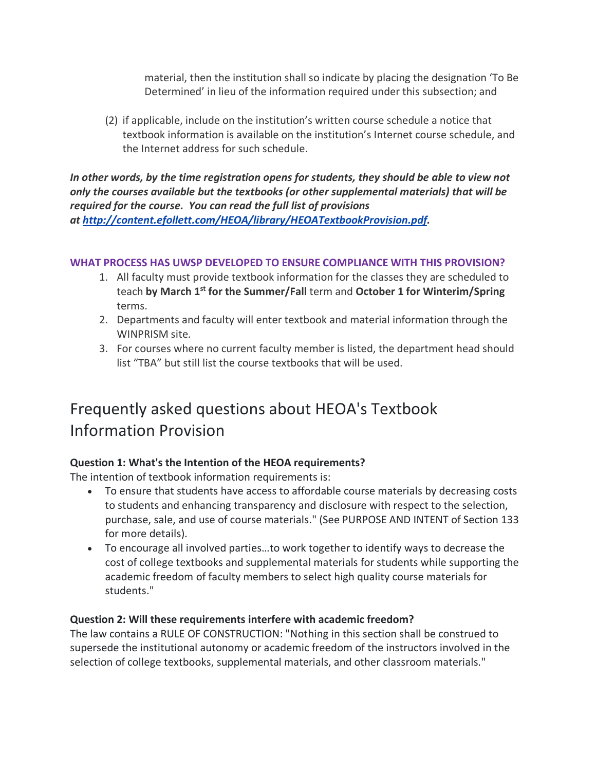material, then the institution shall so indicate by placing the designation 'To Be Determined' in lieu of the information required under this subsection; and

(2) if applicable, include on the institution's written course schedule a notice that textbook information is available on the institution's Internet course schedule, and the Internet address for such schedule.

***In other words, by the time registration opens for students, they should be able to view not only the courses available but the textbooks (or other supplemental materials) that will be required for the course. You can read the full list of provisions at [http://content.efollett.com/HEOA/library/HEOATextbookProvision.pdf](http://content.efollett.com/HEOA/library/HEOATextbookProvision.pdf).***

**WHAT PROCESS HAS UWSP DEVELOPED TO ENSURE COMPLIANCE WITH THIS PROVISION?**

1. All faculty must provide textbook information for the classes they are scheduled to teach **by March 1st for the Summer/Fall** term and **October 1 for Winterim/Spring** terms.
2. Departments and faculty will enter textbook and material information through the WINPRISM site.
3. For courses where no current faculty member is listed, the department head should list "TBA" but still list the course textbooks that will be used.

# Frequently asked questions about HEOA's Textbook Information Provision

**Question 1: What's the Intention of the HEOA requirements?**
The intention of textbook information requirements is:

- To ensure that students have access to affordable course materials by decreasing costs to students and enhancing transparency and disclosure with respect to the selection, purchase, sale, and use of course materials." (See PURPOSE AND INTENT of Section 133 for more details).
- To encourage all involved parties…to work together to identify ways to decrease the cost of college textbooks and supplemental materials for students while supporting the academic freedom of faculty members to select high quality course materials for students."

**Question 2: Will these requirements interfere with academic freedom?**
The law contains a RULE OF CONSTRUCTION: "Nothing in this section shall be construed to supersede the institutional autonomy or academic freedom of the instructors involved in the selection of college textbooks, supplemental materials, and other classroom materials."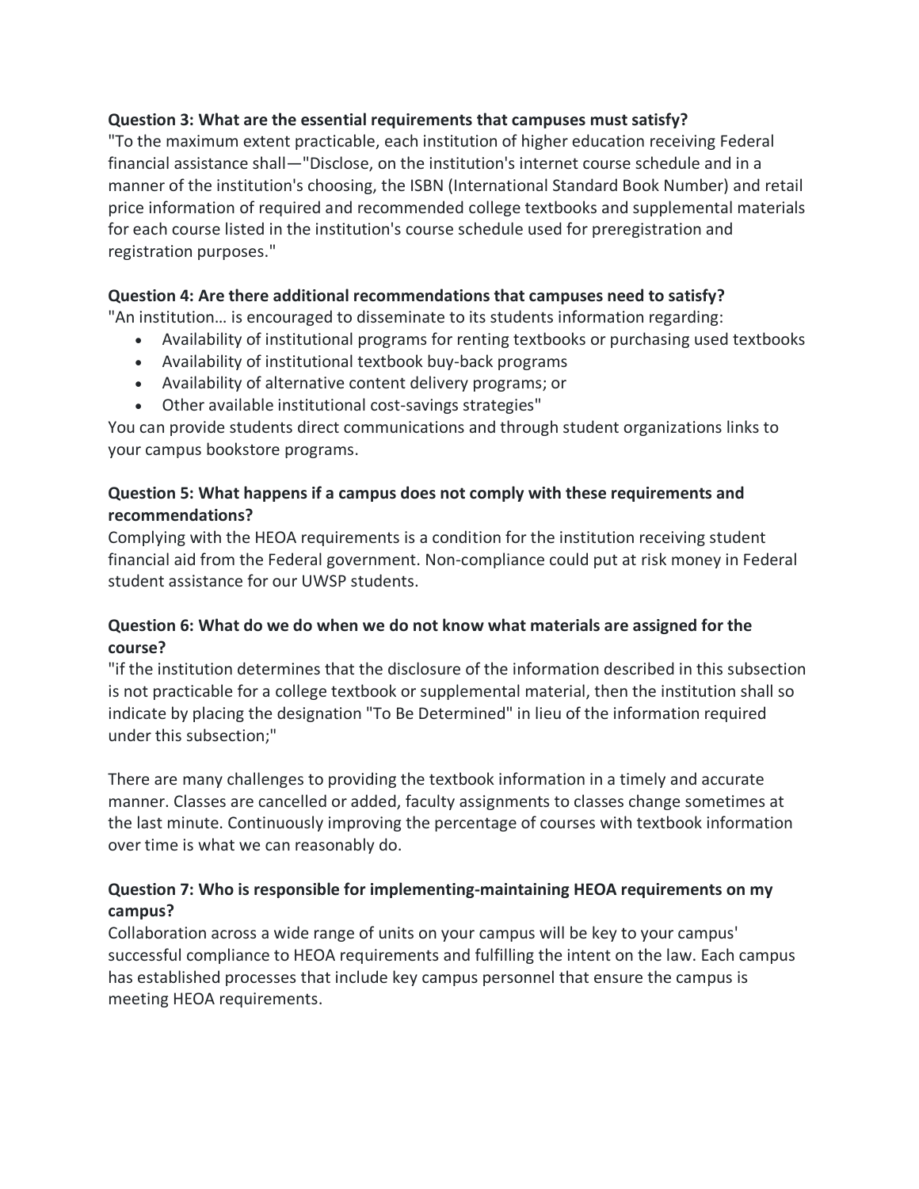**Question 3: What are the essential requirements that campuses must satisfy?**

"To the maximum extent practicable, each institution of higher education receiving Federal financial assistance shall—"Disclose, on the institution's internet course schedule and in a manner of the institution's choosing, the ISBN (International Standard Book Number) and retail price information of required and recommended college textbooks and supplemental materials for each course listed in the institution's course schedule used for preregistration and registration purposes."

**Question 4: Are there additional recommendations that campuses need to satisfy?**

"An institution… is encouraged to disseminate to its students information regarding:

- Availability of institutional programs for renting textbooks or purchasing used textbooks
- Availability of institutional textbook buy-back programs
- Availability of alternative content delivery programs; or
- Other available institutional cost-savings strategies"

You can provide students direct communications and through student organizations links to your campus bookstore programs.

**Question 5: What happens if a campus does not comply with these requirements and recommendations?**

Complying with the HEOA requirements is a condition for the institution receiving student financial aid from the Federal government. Non-compliance could put at risk money in Federal student assistance for our UWSP students.

**Question 6: What do we do when we do not know what materials are assigned for the course?**

"if the institution determines that the disclosure of the information described in this subsection is not practicable for a college textbook or supplemental material, then the institution shall so indicate by placing the designation "To Be Determined" in lieu of the information required under this subsection;"

There are many challenges to providing the textbook information in a timely and accurate manner. Classes are cancelled or added, faculty assignments to classes change sometimes at the last minute. Continuously improving the percentage of courses with textbook information over time is what we can reasonably do.

**Question 7: Who is responsible for implementing-maintaining HEOA requirements on my campus?**

Collaboration across a wide range of units on your campus will be key to your campus' successful compliance to HEOA requirements and fulfilling the intent on the law. Each campus has established processes that include key campus personnel that ensure the campus is meeting HEOA requirements.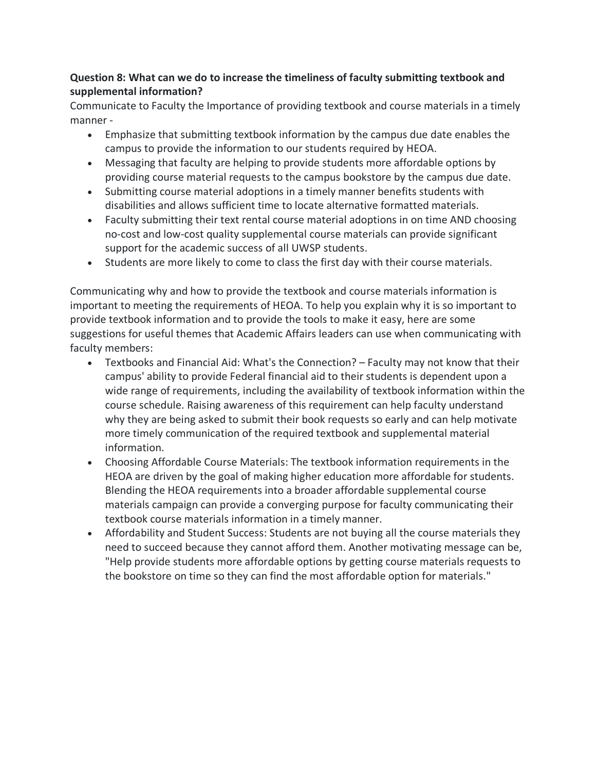**Question 8: What can we do to increase the timeliness of faculty submitting textbook and supplemental information?**

Communicate to Faculty the Importance of providing textbook and course materials in a timely manner -

- Emphasize that submitting textbook information by the campus due date enables the campus to provide the information to our students required by HEOA.
- Messaging that faculty are helping to provide students more affordable options by providing course material requests to the campus bookstore by the campus due date.
- Submitting course material adoptions in a timely manner benefits students with disabilities and allows sufficient time to locate alternative formatted materials.
- Faculty submitting their text rental course material adoptions in on time AND choosing no-cost and low-cost quality supplemental course materials can provide significant support for the academic success of all UWSP students.
- Students are more likely to come to class the first day with their course materials.

Communicating why and how to provide the textbook and course materials information is important to meeting the requirements of HEOA. To help you explain why it is so important to provide textbook information and to provide the tools to make it easy, here are some suggestions for useful themes that Academic Affairs leaders can use when communicating with faculty members:

- Textbooks and Financial Aid: What's the Connection? – Faculty may not know that their campus' ability to provide Federal financial aid to their students is dependent upon a wide range of requirements, including the availability of textbook information within the course schedule. Raising awareness of this requirement can help faculty understand why they are being asked to submit their book requests so early and can help motivate more timely communication of the required textbook and supplemental material information.
- Choosing Affordable Course Materials: The textbook information requirements in the HEOA are driven by the goal of making higher education more affordable for students. Blending the HEOA requirements into a broader affordable supplemental course materials campaign can provide a converging purpose for faculty communicating their textbook course materials information in a timely manner.
- Affordability and Student Success: Students are not buying all the course materials they need to succeed because they cannot afford them. Another motivating message can be, "Help provide students more affordable options by getting course materials requests to the bookstore on time so they can find the most affordable option for materials."